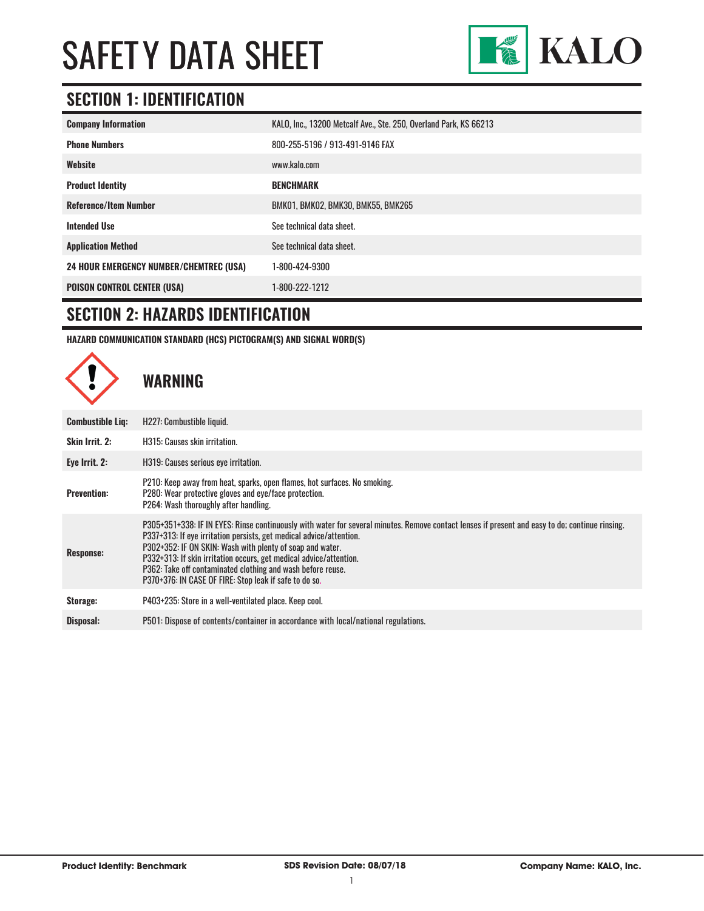# SAFETY DATA SHEET

KALO

## SECTION 1: IDENTIFICATION

| | |
|---|---|
| **Company Information** | KALO, Inc., 13200 Metcalf Ave., Ste. 250, Overland Park, KS 66213 |
| **Phone Numbers** | 800-255-5196 / 913-491-9146 FAX |
| **Website** | www.kalo.com |
| **Product Identity** | **BENCHMARK** |
| **Reference/Item Number** | BMK01, BMK02, BMK30, BMK55, BMK265 |
| **Intended Use** | See technical data sheet. |
| **Application Method** | See technical data sheet. |
| **24 HOUR EMERGENCY NUMBER/CHEMTREC (USA)** | 1-800-424-9300 |
| **POISON CONTROL CENTER (USA)** | 1-800-222-1212 |

## SECTION 2: HAZARDS IDENTIFICATION

**HAZARD COMMUNICATION STANDARD (HCS) PICTOGRAM(S) AND SIGNAL WORD(S)**

**WARNING**

| | |
|---|---|
| **Combustible Liq:** | H227: Combustible liquid. |
| **Skin Irrit. 2:** | H315: Causes skin irritation. |
| **Eye Irrit. 2:** | H319: Causes serious eye irritation. |
| **Prevention:** | P210: Keep away from heat, sparks, open flames, hot surfaces. No smoking.<br>P280: Wear protective gloves and eye/face protection.<br>P264: Wash thoroughly after handling. |
| **Response:** | P305+351+338: IF IN EYES: Rinse continuously with water for several minutes. Remove contact lenses if present and easy to do; continue rinsing.<br>P337+313: If eye irritation persists, get medical advice/attention.<br>P302+352: IF ON SKIN: Wash with plenty of soap and water.<br>P332+313: If skin irritation occurs, get medical advice/attention.<br>P362: Take off contaminated clothing and wash before reuse.<br>P370+376: IN CASE OF FIRE: Stop leak if safe to do so. |
| **Storage:** | P403+235: Store in a well-ventilated place. Keep cool. |
| **Disposal:** | P501: Dispose of contents/container in accordance with local/national regulations. |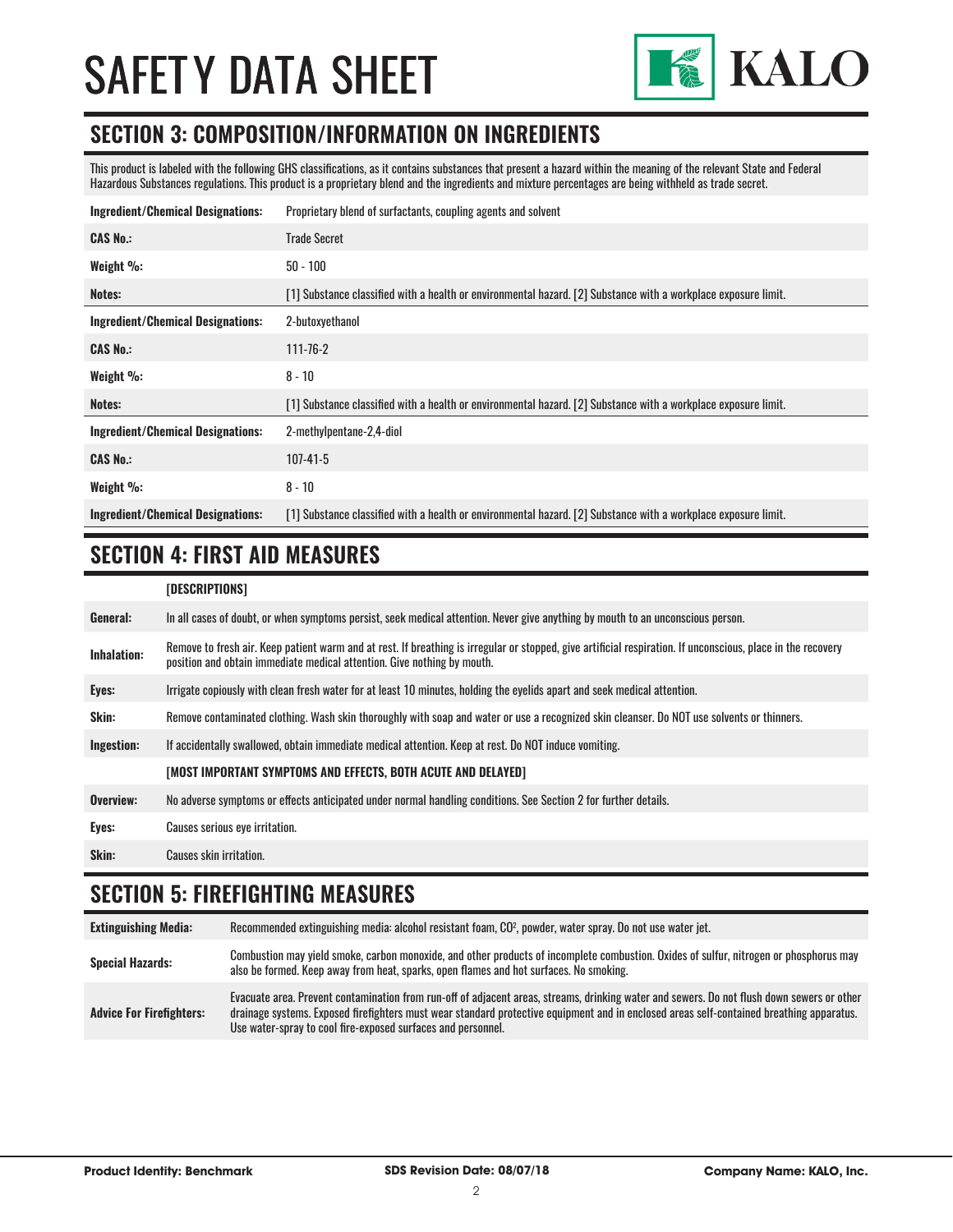# SAFETY DATA SHEET

## SECTION 3: COMPOSITION/INFORMATION ON INGREDIENTS

This product is labeled with the following GHS classifications, as it contains substances that present a hazard within the meaning of the relevant State and Federal Hazardous Substances regulations. This product is a proprietary blend and the ingredients and mixture percentages are being withheld as trade secret.

| | |
|---|---|
| **Ingredient/Chemical Designations:** | Proprietary blend of surfactants, coupling agents and solvent |
| **CAS No.:** | Trade Secret |
| **Weight %:** | 50 - 100 |
| **Notes:** | [1] Substance classified with a health or environmental hazard. [2] Substance with a workplace exposure limit. |
| **Ingredient/Chemical Designations:** | 2-butoxyethanol |
| **CAS No.:** | 111-76-2 |
| **Weight %:** | 8 - 10 |
| **Notes:** | [1] Substance classified with a health or environmental hazard. [2] Substance with a workplace exposure limit. |
| **Ingredient/Chemical Designations:** | 2-methylpentane-2,4-diol |
| **CAS No.:** | 107-41-5 |
| **Weight %:** | 8 - 10 |
| **Ingredient/Chemical Designations:** | [1] Substance classified with a health or environmental hazard. [2] Substance with a workplace exposure limit. |

## SECTION 4: FIRST AID MEASURES

| | |
|---|---|
| | **[DESCRIPTIONS]** |
| **General:** | In all cases of doubt, or when symptoms persist, seek medical attention. Never give anything by mouth to an unconscious person. |
| **Inhalation:** | Remove to fresh air. Keep patient warm and at rest. If breathing is irregular or stopped, give artificial respiration. If unconscious, place in the recovery position and obtain immediate medical attention. Give nothing by mouth. |
| **Eyes:** | Irrigate copiously with clean fresh water for at least 10 minutes, holding the eyelids apart and seek medical attention. |
| **Skin:** | Remove contaminated clothing. Wash skin thoroughly with soap and water or use a recognized skin cleanser. Do NOT use solvents or thinners. |
| **Ingestion:** | If accidentally swallowed, obtain immediate medical attention. Keep at rest. Do NOT induce vomiting. |
| | **[MOST IMPORTANT SYMPTOMS AND EFFECTS, BOTH ACUTE AND DELAYED]** |
| **Overview:** | No adverse symptoms or effects anticipated under normal handling conditions. See Section 2 for further details. |
| **Eyes:** | Causes serious eye irritation. |
| **Skin:** | Causes skin irritation. |

## SECTION 5: FIREFIGHTING MEASURES

| | |
|---|---|
| **Extinguishing Media:** | Recommended extinguishing media: alcohol resistant foam, $CO^2$, powder, water spray. Do not use water jet. |
| **Special Hazards:** | Combustion may yield smoke, carbon monoxide, and other products of incomplete combustion. Oxides of sulfur, nitrogen or phosphorus may also be formed. Keep away from heat, sparks, open flames and hot surfaces. No smoking. |
| **Advice For Firefighters:** | Evacuate area. Prevent contamination from run-off of adjacent areas, streams, drinking water and sewers. Do not flush down sewers or other drainage systems. Exposed firefighters must wear standard protective equipment and in enclosed areas self-contained breathing apparatus. Use water-spray to cool fire-exposed surfaces and personnel. |

**Product Identity: Benchmark** | **SDS Revision Date: 08/07/18** | **Company Name: KALO, Inc.**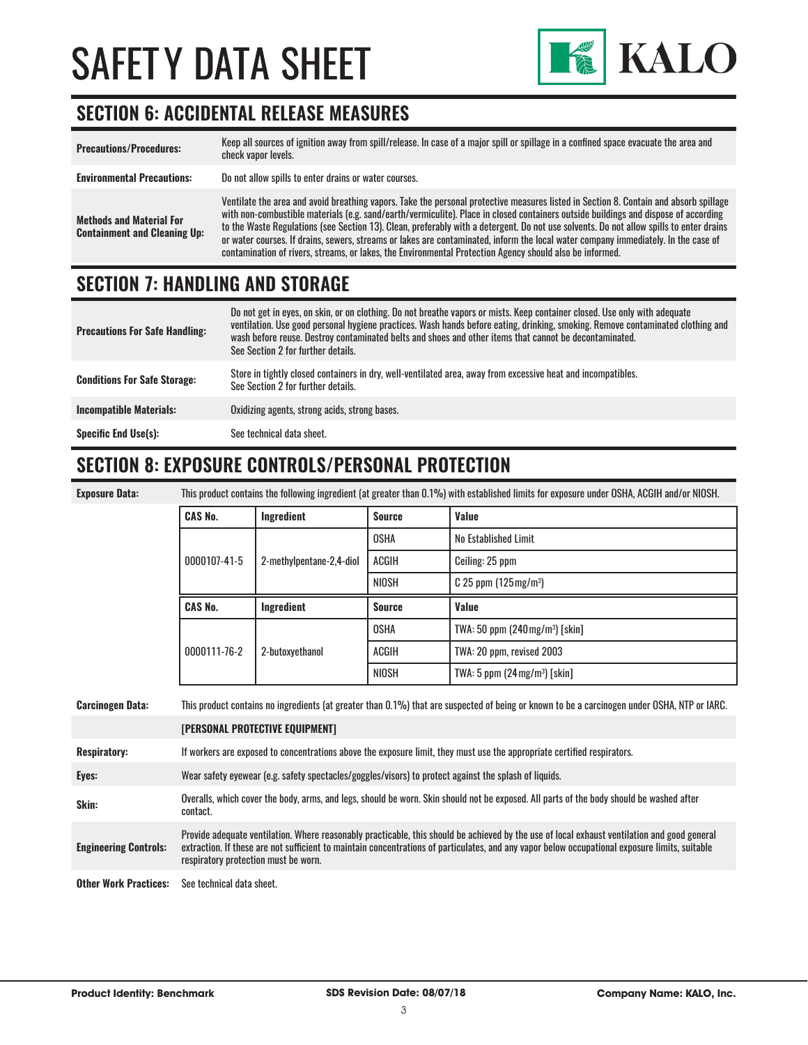# SAFETY DATA SHEET

## SECTION 6: ACCIDENTAL RELEASE MEASURES

| | |
|---|---|
| **Precautions/Procedures:** | Keep all sources of ignition away from spill/release. In case of a major spill or spillage in a confined space evacuate the area and check vapor levels. |
| **Environmental Precautions:** | Do not allow spills to enter drains or water courses. |
| **Methods and Material For Containment and Cleaning Up:** | Ventilate the area and avoid breathing vapors. Take the personal protective measures listed in Section 8. Contain and absorb spillage with non-combustible materials (e.g. sand/earth/vermiculite). Place in closed containers outside buildings and dispose of according to the Waste Regulations (see Section 13). Clean, preferably with a detergent. Do not use solvents. Do not allow spills to enter drains or water courses. If drains, sewers, streams or lakes are contaminated, inform the local water company immediately. In the case of contamination of rivers, streams, or lakes, the Environmental Protection Agency should also be informed. |

## SECTION 7: HANDLING AND STORAGE

| | |
|---|---|
| **Precautions For Safe Handling:** | Do not get in eyes, on skin, or on clothing. Do not breathe vapors or mists. Keep container closed. Use only with adequate ventilation. Use good personal hygiene practices. Wash hands before eating, drinking, smoking. Remove contaminated clothing and wash before reuse. Destroy contaminated belts and shoes and other items that cannot be decontaminated. See Section 2 for further details. |
| **Conditions For Safe Storage:** | Store in tightly closed containers in dry, well-ventilated area, away from excessive heat and incompatibles. See Section 2 for further details. |
| **Incompatible Materials:** | Oxidizing agents, strong acids, strong bases. |
| **Specific End Use(s):** | See technical data sheet. |

## SECTION 8: EXPOSURE CONTROLS/PERSONAL PROTECTION

**Exposure Data:** This product contains the following ingredient (at greater than 0.1%) with established limits for exposure under OSHA, ACGIH and/or NIOSH.

| CAS No. | Ingredient | Source | Value |
|---|---|---|---|
| 0000107-41-5 | 2-methylpentane-2,4-diol | OSHA | No Established Limit |
| | | ACGIH | Ceiling: 25 ppm |
| | | NIOSH | C 25 ppm (125 mg/m³) |

| CAS No. | Ingredient | Source | Value |
|---|---|---|---|
| 0000111-76-2 | 2-butoxyethanol | OSHA | TWA: 50 ppm (240 mg/m³) [skin] |
| | | ACGIH | TWA: 20 ppm, revised 2003 |
| | | NIOSH | TWA: 5 ppm (24 mg/m³) [skin] |

**Carcinogen Data:** This product contains no ingredients (at greater than 0.1%) that are suspected of being or known to be a carcinogen under OSHA, NTP or IARC.

**[PERSONAL PROTECTIVE EQUIPMENT]**

| | |
|---|---|
| **Respiratory:** | If workers are exposed to concentrations above the exposure limit, they must use the appropriate certified respirators. |
| **Eyes:** | Wear safety eyewear (e.g. safety spectacles/goggles/visors) to protect against the splash of liquids. |
| **Skin:** | Overalls, which cover the body, arms, and legs, should be worn. Skin should not be exposed. All parts of the body should be washed after contact. |
| **Engineering Controls:** | Provide adequate ventilation. Where reasonably practicable, this should be achieved by the use of local exhaust ventilation and good general extraction. If these are not sufficient to maintain concentrations of particulates, and any vapor below occupational exposure limits, suitable respiratory protection must be worn. |
| **Other Work Practices:** | See technical data sheet. |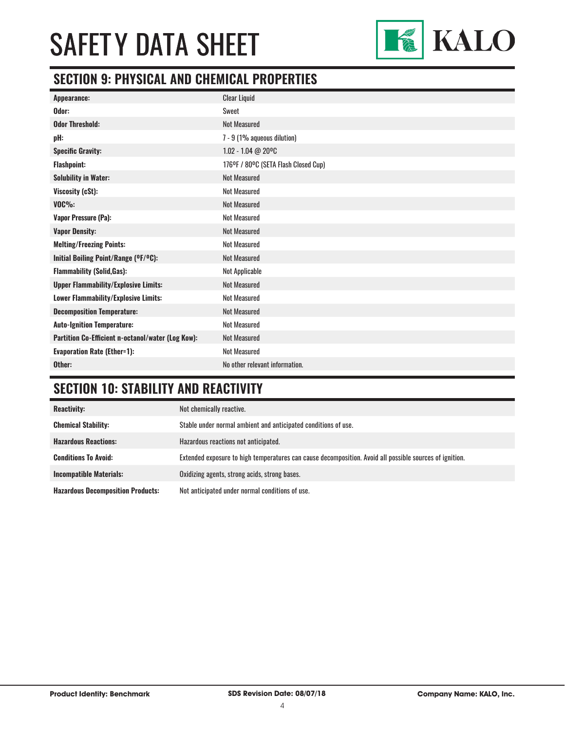# SAFETY DATA SHEET

## SECTION 9: PHYSICAL AND CHEMICAL PROPERTIES

| | |
|---|---|
| **Appearance:** | Clear Liquid |
| **Odor:** | Sweet |
| **Odor Threshold:** | Not Measured |
| **pH:** | 7 - 9 (1% aqueous dilution) |
| **Specific Gravity:** | 1.02 - 1.04 @ 20ºC |
| **Flashpoint:** | 176ºF / 80ºC (SETA Flash Closed Cup) |
| **Solubility in Water:** | Not Measured |
| **Viscosity (cSt):** | Not Measured |
| **VOC%:** | Not Measured |
| **Vapor Pressure (Pa):** | Not Measured |
| **Vapor Density:** | Not Measured |
| **Melting/Freezing Points:** | Not Measured |
| **Initial Boiling Point/Range (ºF/ºC):** | Not Measured |
| **Flammability (Solid,Gas):** | Not Applicable |
| **Upper Flammability/Explosive Limits:** | Not Measured |
| **Lower Flammability/Explosive Limits:** | Not Measured |
| **Decomposition Temperature:** | Not Measured |
| **Auto-Ignition Temperature:** | Not Measured |
| **Partition Co-Efficient n-octanol/water (Log Kow):** | Not Measured |
| **Evaporation Rate (Ether=1):** | Not Measured |
| **Other:** | No other relevant information. |

## SECTION 10: STABILITY AND REACTIVITY

| | |
|---|---|
| **Reactivity:** | Not chemically reactive. |
| **Chemical Stability:** | Stable under normal ambient and anticipated conditions of use. |
| **Hazardous Reactions:** | Hazardous reactions not anticipated. |
| **Conditions To Avoid:** | Extended exposure to high temperatures can cause decomposition. Avoid all possible sources of ignition. |
| **Incompatible Materials:** | Oxidizing agents, strong acids, strong bases. |
| **Hazardous Decomposition Products:** | Not anticipated under normal conditions of use. |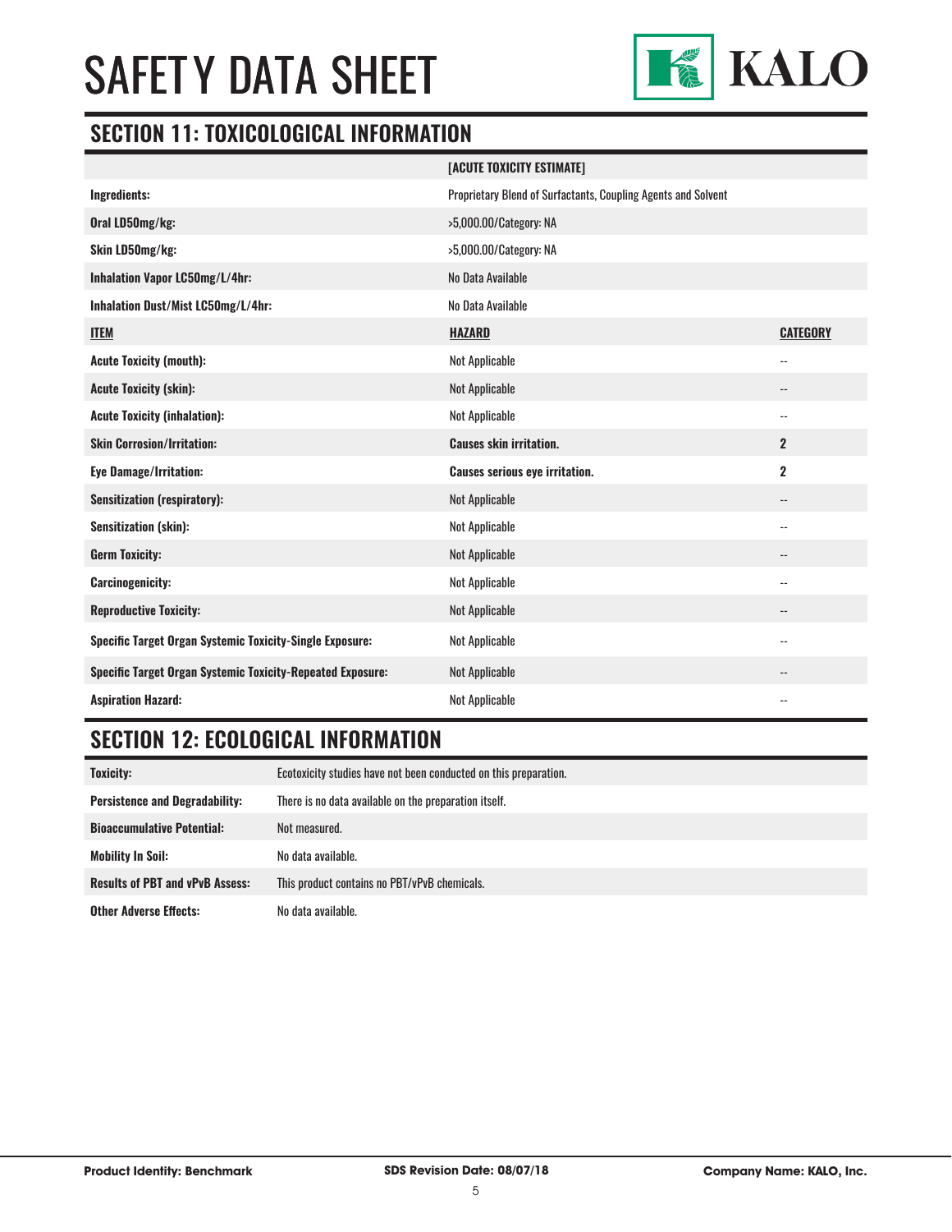# SAFETY DATA SHEET

## SECTION 11: TOXICOLOGICAL INFORMATION

| | [ACUTE TOXICITY ESTIMATE] | |
|---|---|---|
| **Ingredients:** | Proprietary Blend of Surfactants, Coupling Agents and Solvent | |
| **Oral LD50mg/kg:** | >5,000.00/Category: NA | |
| **Skin LD50mg/kg:** | >5,000.00/Category: NA | |
| **Inhalation Vapor LC50mg/L/4hr:** | No Data Available | |
| **Inhalation Dust/Mist LC50mg/L/4hr:** | No Data Available | |
| **ITEM** | **HAZARD** | **CATEGORY** |
| **Acute Toxicity (mouth):** | Not Applicable | -- |
| **Acute Toxicity (skin):** | Not Applicable | -- |
| **Acute Toxicity (inhalation):** | Not Applicable | -- |
| **Skin Corrosion/Irritation:** | **Causes skin irritation.** | **2** |
| **Eye Damage/Irritation:** | **Causes serious eye irritation.** | **2** |
| **Sensitization (respiratory):** | Not Applicable | -- |
| **Sensitization (skin):** | Not Applicable | -- |
| **Germ Toxicity:** | Not Applicable | -- |
| **Carcinogenicity:** | Not Applicable | -- |
| **Reproductive Toxicity:** | Not Applicable | -- |
| **Specific Target Organ Systemic Toxicity-Single Exposure:** | Not Applicable | -- |
| **Specific Target Organ Systemic Toxicity-Repeated Exposure:** | Not Applicable | -- |
| **Aspiration Hazard:** | Not Applicable | -- |

## SECTION 12: ECOLOGICAL INFORMATION

| | |
|---|---|
| **Toxicity:** | Ecotoxicity studies have not been conducted on this preparation. |
| **Persistence and Degradability:** | There is no data available on the preparation itself. |
| **Bioaccumulative Potential:** | Not measured. |
| **Mobility In Soil:** | No data available. |
| **Results of PBT and vPvB Assess:** | This product contains no PBT/vPvB chemicals. |
| **Other Adverse Effects:** | No data available. |

**Product Identity: Benchmark** **SDS Revision Date: 08/07/18** **Company Name: KALO, Inc.**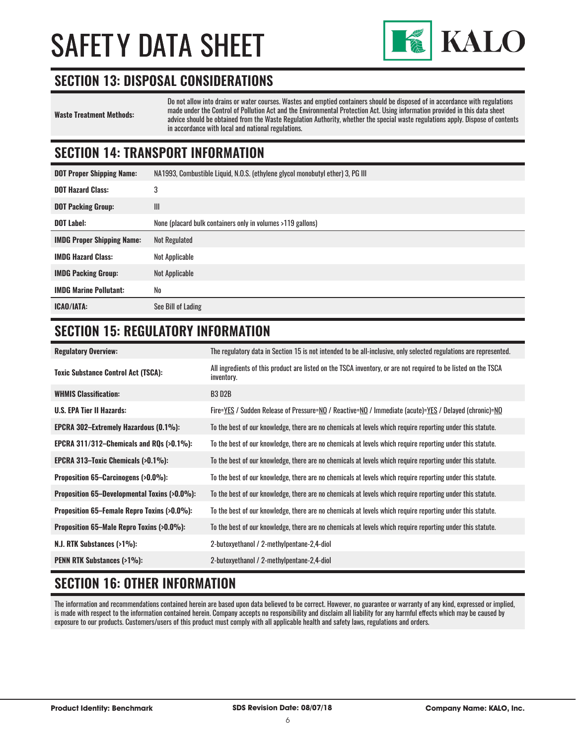# SAFETY DATA SHEET

## SECTION 13: DISPOSAL CONSIDERATIONS

| | |
|---|---|
| **Waste Treatment Methods:** | Do not allow into drains or water courses. Wastes and emptied containers should be disposed of in accordance with regulations made under the Control of Pollution Act and the Environmental Protection Act. Using information provided in this data sheet advice should be obtained from the Waste Regulation Authority, whether the special waste regulations apply. Dispose of contents in accordance with local and national regulations. |

## SECTION 14: TRANSPORT INFORMATION

| | |
|---|---|
| **DOT Proper Shipping Name:** | NA1993, Combustible Liquid, N.O.S. (ethylene glycol monobutyl ether) 3, PG III |
| **DOT Hazard Class:** | 3 |
| **DOT Packing Group:** | III |
| **DOT Label:** | None (placard bulk containers only in volumes >119 gallons) |
| **IMDG Proper Shipping Name:** | Not Regulated |
| **IMDG Hazard Class:** | Not Applicable |
| **IMDG Packing Group:** | Not Applicable |
| **IMDG Marine Pollutant:** | No |
| **ICAO/IATA:** | See Bill of Lading |

## SECTION 15: REGULATORY INFORMATION

| | |
|---|---|
| **Regulatory Overview:** | The regulatory data in Section 15 is not intended to be all-inclusive, only selected regulations are represented. |
| **Toxic Substance Control Act (TSCA):** | All ingredients of this product are listed on the TSCA inventory, or are not required to be listed on the TSCA inventory. |
| **WHMIS Classification:** | B3 D2B |
| **U.S. EPA Tier II Hazards:** | Fire=YES / Sudden Release of Pressure=NO / Reactive=NO / Immediate (acute)=YES / Delayed (chronic)=NO |
| **EPCRA 302–Extremely Hazardous (0.1%):** | To the best of our knowledge, there are no chemicals at levels which require reporting under this statute. |
| **EPCRA 311/312–Chemicals and RQs (>0.1%):** | To the best of our knowledge, there are no chemicals at levels which require reporting under this statute. |
| **EPCRA 313–Toxic Chemicals (>0.1%):** | To the best of our knowledge, there are no chemicals at levels which require reporting under this statute. |
| **Proposition 65–Carcinogens (>0.0%):** | To the best of our knowledge, there are no chemicals at levels which require reporting under this statute. |
| **Proposition 65–Developmental Toxins (>0.0%):** | To the best of our knowledge, there are no chemicals at levels which require reporting under this statute. |
| **Proposition 65–Female Repro Toxins (>0.0%):** | To the best of our knowledge, there are no chemicals at levels which require reporting under this statute. |
| **Proposition 65–Male Repro Toxins (>0.0%):** | To the best of our knowledge, there are no chemicals at levels which require reporting under this statute. |
| **N.J. RTK Substances (>1%):** | 2-butoxyethanol / 2-methylpentane-2,4-diol |
| **PENN RTK Substances (>1%):** | 2-butoxyethanol / 2-methylpentane-2,4-diol |

## SECTION 16: OTHER INFORMATION

The information and recommendations contained herein are based upon data believed to be correct. However, no guarantee or warranty of any kind, expressed or implied, is made with respect to the information contained herein. Company accepts no responsibility and disclaim all liability for any harmful effects which may be caused by exposure to our products. Customers/users of this product must comply with all applicable health and safety laws, regulations and orders.